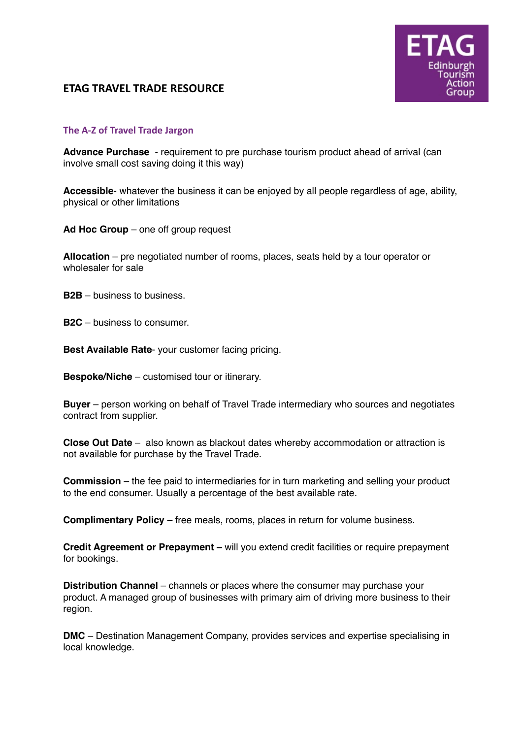# ETAG TRAVEL TRADE RESOURCE

ETAG Edinburgh Tourism Action Group

## The A-Z of Travel Trade Jargon

**Advance Purchase** - requirement to pre purchase tourism product ahead of arrival (can involve small cost saving doing it this way)

**Accessible**- whatever the business it can be enjoyed by all people regardless of age, ability, physical or other limitations

**Ad Hoc Group** – one off group request

**Allocation** – pre negotiated number of rooms, places, seats held by a tour operator or wholesaler for sale

**B2B** – business to business.

**B2C** – business to consumer.

**Best Available Rate**- your customer facing pricing.

**Bespoke/Niche** – customised tour or itinerary.

**Buyer** – person working on behalf of Travel Trade intermediary who sources and negotiates contract from supplier.

**Close Out Date** – also known as blackout dates whereby accommodation or attraction is not available for purchase by the Travel Trade.

**Commission** – the fee paid to intermediaries for in turn marketing and selling your product to the end consumer. Usually a percentage of the best available rate.

**Complimentary Policy** – free meals, rooms, places in return for volume business.

**Credit Agreement or Prepayment –** will you extend credit facilities or require prepayment for bookings.

**Distribution Channel** – channels or places where the consumer may purchase your product. A managed group of businesses with primary aim of driving more business to their region.

**DMC** – Destination Management Company, provides services and expertise specialising in local knowledge.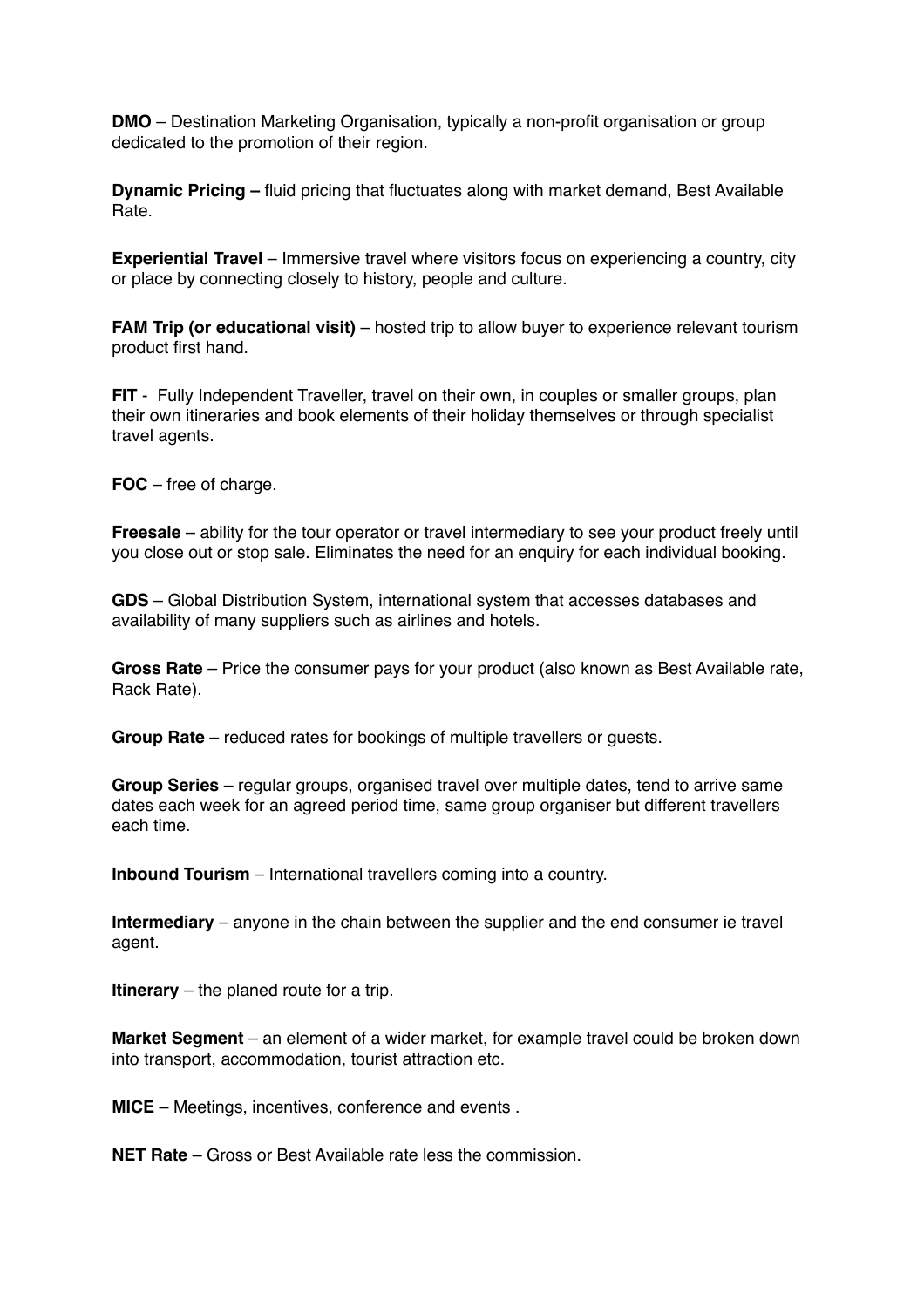**DMO** – Destination Marketing Organisation, typically a non-profit organisation or group dedicated to the promotion of their region.

**Dynamic Pricing –** fluid pricing that fluctuates along with market demand, Best Available Rate.

**Experiential Travel** – Immersive travel where visitors focus on experiencing a country, city or place by connecting closely to history, people and culture.

**FAM Trip (or educational visit)** – hosted trip to allow buyer to experience relevant tourism product first hand.

**FIT** - Fully Independent Traveller, travel on their own, in couples or smaller groups, plan their own itineraries and book elements of their holiday themselves or through specialist travel agents.

**FOC** – free of charge.

**Freesale** – ability for the tour operator or travel intermediary to see your product freely until you close out or stop sale. Eliminates the need for an enquiry for each individual booking.

**GDS** – Global Distribution System, international system that accesses databases and availability of many suppliers such as airlines and hotels.

**Gross Rate** – Price the consumer pays for your product (also known as Best Available rate, Rack Rate).

**Group Rate** – reduced rates for bookings of multiple travellers or guests.

**Group Series** – regular groups, organised travel over multiple dates, tend to arrive same dates each week for an agreed period time, same group organiser but different travellers each time.

**Inbound Tourism** – International travellers coming into a country.

**Intermediary** – anyone in the chain between the supplier and the end consumer ie travel agent.

**Itinerary** – the planed route for a trip.

**Market Segment** – an element of a wider market, for example travel could be broken down into transport, accommodation, tourist attraction etc.

**MICE** – Meetings, incentives, conference and events .

**NET Rate** – Gross or Best Available rate less the commission.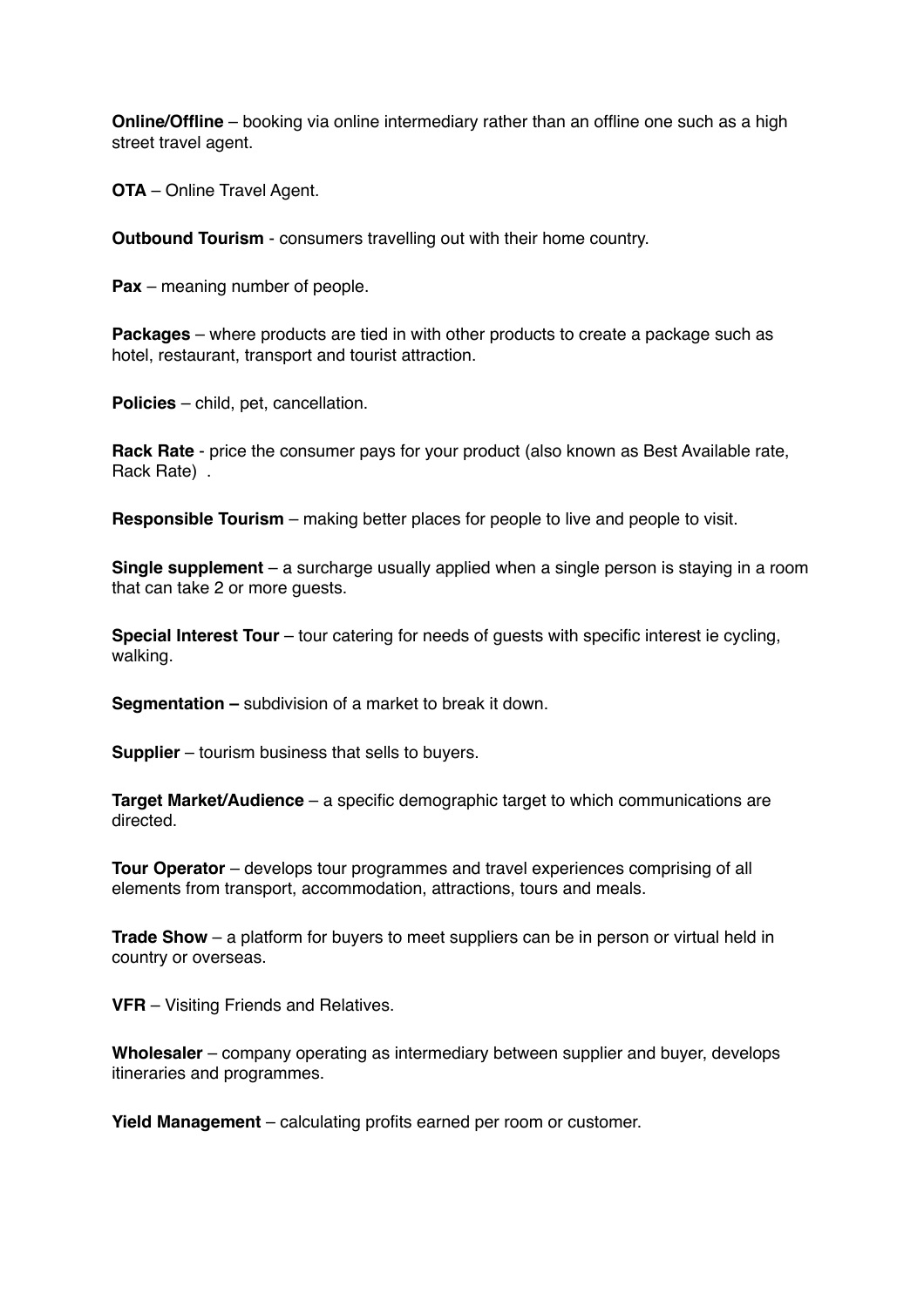**Online/Offline** – booking via online intermediary rather than an offline one such as a high street travel agent.

**OTA** – Online Travel Agent.

**Outbound Tourism** - consumers travelling out with their home country.

**Pax** – meaning number of people.

**Packages** – where products are tied in with other products to create a package such as hotel, restaurant, transport and tourist attraction.

**Policies** – child, pet, cancellation.

**Rack Rate** - price the consumer pays for your product (also known as Best Available rate, Rack Rate) .

**Responsible Tourism** – making better places for people to live and people to visit.

**Single supplement** – a surcharge usually applied when a single person is staying in a room that can take 2 or more guests.

**Special Interest Tour** – tour catering for needs of guests with specific interest ie cycling, walking.

**Segmentation –** subdivision of a market to break it down.

**Supplier** – tourism business that sells to buyers.

**Target Market/Audience** – a specific demographic target to which communications are directed.

**Tour Operator** – develops tour programmes and travel experiences comprising of all elements from transport, accommodation, attractions, tours and meals.

**Trade Show** – a platform for buyers to meet suppliers can be in person or virtual held in country or overseas.

**VFR** – Visiting Friends and Relatives.

**Wholesaler** – company operating as intermediary between supplier and buyer, develops itineraries and programmes.

**Yield Management** – calculating profits earned per room or customer.